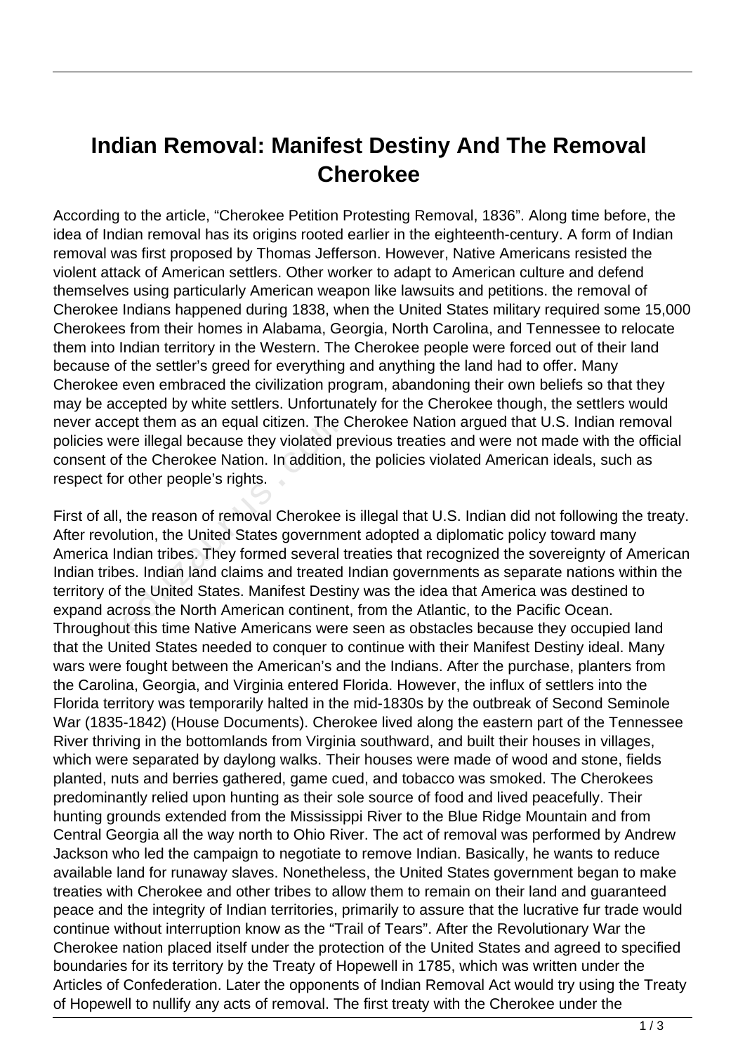# Indian Removal: Manifest Destiny And The Removal Cherokee

According to the article, “Cherokee Petition Protesting Removal, 1836”. Along time before, the idea of Indian removal has its origins rooted earlier in the eighteenth-century. A form of Indian removal was first proposed by Thomas Jefferson. However, Native Americans resisted the violent attack of American settlers. Other worker to adapt to American culture and defend themselves using particularly American weapon like lawsuits and petitions. the removal of Cherokee Indians happened during 1838, when the United States military required some 15,000 Cherokees from their homes in Alabama, Georgia, North Carolina, and Tennessee to relocate them into Indian territory in the Western. The Cherokee people were forced out of their land because of the settler’s greed for everything and anything the land had to offer. Many Cherokee even embraced the civilization program, abandoning their own beliefs so that they may be accepted by white settlers. Unfortunately for the Cherokee though, the settlers would never accept them as an equal citizen. The Cherokee Nation argued that U.S. Indian removal policies were illegal because they violated previous treaties and were not made with the official consent of the Cherokee Nation. In addition, the policies violated American ideals, such as respect for other people’s rights.

First of all, the reason of removal Cherokee is illegal that U.S. Indian did not following the treaty. After revolution, the United States government adopted a diplomatic policy toward many America Indian tribes. They formed several treaties that recognized the sovereignty of American Indian tribes. Indian land claims and treated Indian governments as separate nations within the territory of the United States. Manifest Destiny was the idea that America was destined to expand across the North American continent, from the Atlantic, to the Pacific Ocean. Throughout this time Native Americans were seen as obstacles because they occupied land that the United States needed to conquer to continue with their Manifest Destiny ideal. Many wars were fought between the American’s and the Indians. After the purchase, planters from the Carolina, Georgia, and Virginia entered Florida. However, the influx of settlers into the Florida territory was temporarily halted in the mid-1830s by the outbreak of Second Seminole War (1835-1842) (House Documents). Cherokee lived along the eastern part of the Tennessee River thriving in the bottomlands from Virginia southward, and built their houses in villages, which were separated by daylong walks. Their houses were made of wood and stone, fields planted, nuts and berries gathered, game cued, and tobacco was smoked. The Cherokees predominantly relied upon hunting as their sole source of food and lived peacefully. Their hunting grounds extended from the Mississippi River to the Blue Ridge Mountain and from Central Georgia all the way north to Ohio River. The act of removal was performed by Andrew Jackson who led the campaign to negotiate to remove Indian. Basically, he wants to reduce available land for runaway slaves. Nonetheless, the United States government began to make treaties with Cherokee and other tribes to allow them to remain on their land and guaranteed peace and the integrity of Indian territories, primarily to assure that the lucrative fur trade would continue without interruption know as the “Trail of Tears”. After the Revolutionary War the Cherokee nation placed itself under the protection of the United States and agreed to specified boundaries for its territory by the Treaty of Hopewell in 1785, which was written under the Articles of Confederation. Later the opponents of Indian Removal Act would try using the Treaty of Hopewell to nullify any acts of removal. The first treaty with the Cherokee under the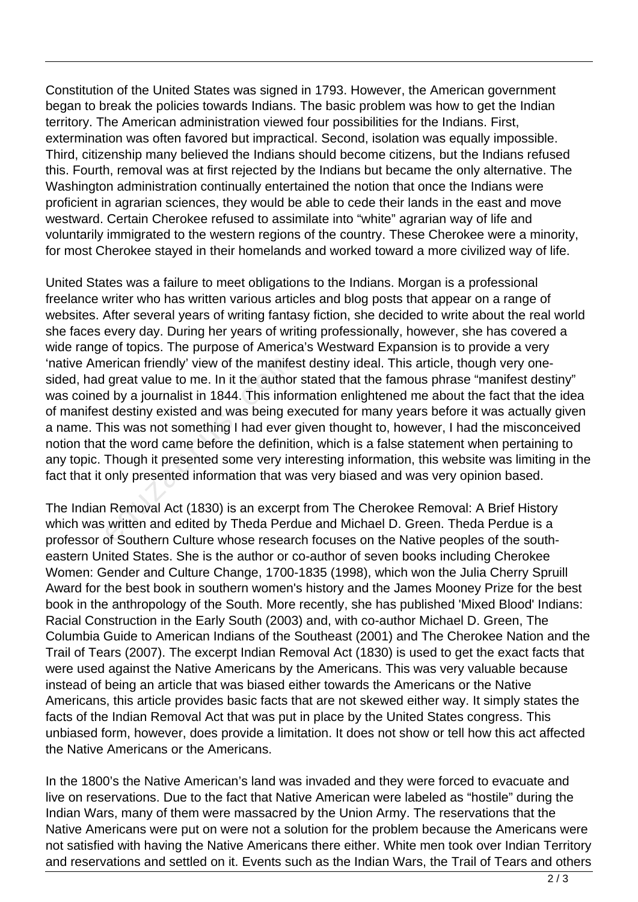Constitution of the United States was signed in 1793. However, the American government began to break the policies towards Indians. The basic problem was how to get the Indian territory. The American administration viewed four possibilities for the Indians. First, extermination was often favored but impractical. Second, isolation was equally impossible. Third, citizenship many believed the Indians should become citizens, but the Indians refused this. Fourth, removal was at first rejected by the Indians but became the only alternative. The Washington administration continually entertained the notion that once the Indians were proficient in agrarian sciences, they would be able to cede their lands in the east and move westward. Certain Cherokee refused to assimilate into "white" agrarian way of life and voluntarily immigrated to the western regions of the country. These Cherokee were a minority, for most Cherokee stayed in their homelands and worked toward a more civilized way of life.

United States was a failure to meet obligations to the Indians. Morgan is a professional freelance writer who has written various articles and blog posts that appear on a range of websites. After several years of writing fantasy fiction, she decided to write about the real world she faces every day. During her years of writing professionally, however, she has covered a wide range of topics. The purpose of America's Westward Expansion is to provide a very 'native American friendly' view of the manifest destiny ideal. This article, though very one-sided, had great value to me. In it the author stated that the famous phrase "manifest destiny" was coined by a journalist in 1844. This information enlightened me about the fact that the idea of manifest destiny existed and was being executed for many years before it was actually given a name. This was not something I had ever given thought to, however, I had the misconceived notion that the word came before the definition, which is a false statement when pertaining to any topic. Though it presented some very interesting information, this website was limiting in the fact that it only presented information that was very biased and was very opinion based.

The Indian Removal Act (1830) is an excerpt from The Cherokee Removal: A Brief History which was written and edited by Theda Perdue and Michael D. Green. Theda Perdue is a professor of Southern Culture whose research focuses on the Native peoples of the south-eastern United States. She is the author or co-author of seven books including Cherokee Women: Gender and Culture Change, 1700-1835 (1998), which won the Julia Cherry Spruill Award for the best book in southern women's history and the James Mooney Prize for the best book in the anthropology of the South. More recently, she has published 'Mixed Blood' Indians: Racial Construction in the Early South (2003) and, with co-author Michael D. Green, The Columbia Guide to American Indians of the Southeast (2001) and The Cherokee Nation and the Trail of Tears (2007). The excerpt Indian Removal Act (1830) is used to get the exact facts that were used against the Native Americans by the Americans. This was very valuable because instead of being an article that was biased either towards the Americans or the Native Americans, this article provides basic facts that are not skewed either way. It simply states the facts of the Indian Removal Act that was put in place by the United States congress. This unbiased form, however, does provide a limitation. It does not show or tell how this act affected the Native Americans or the Americans.

In the 1800's the Native American's land was invaded and they were forced to evacuate and live on reservations. Due to the fact that Native American were labeled as "hostile" during the Indian Wars, many of them were massacred by the Union Army. The reservations that the Native Americans were put on were not a solution for the problem because the Americans were not satisfied with having the Native Americans there either. White men took over Indian Territory and reservations and settled on it. Events such as the Indian Wars, the Trail of Tears and others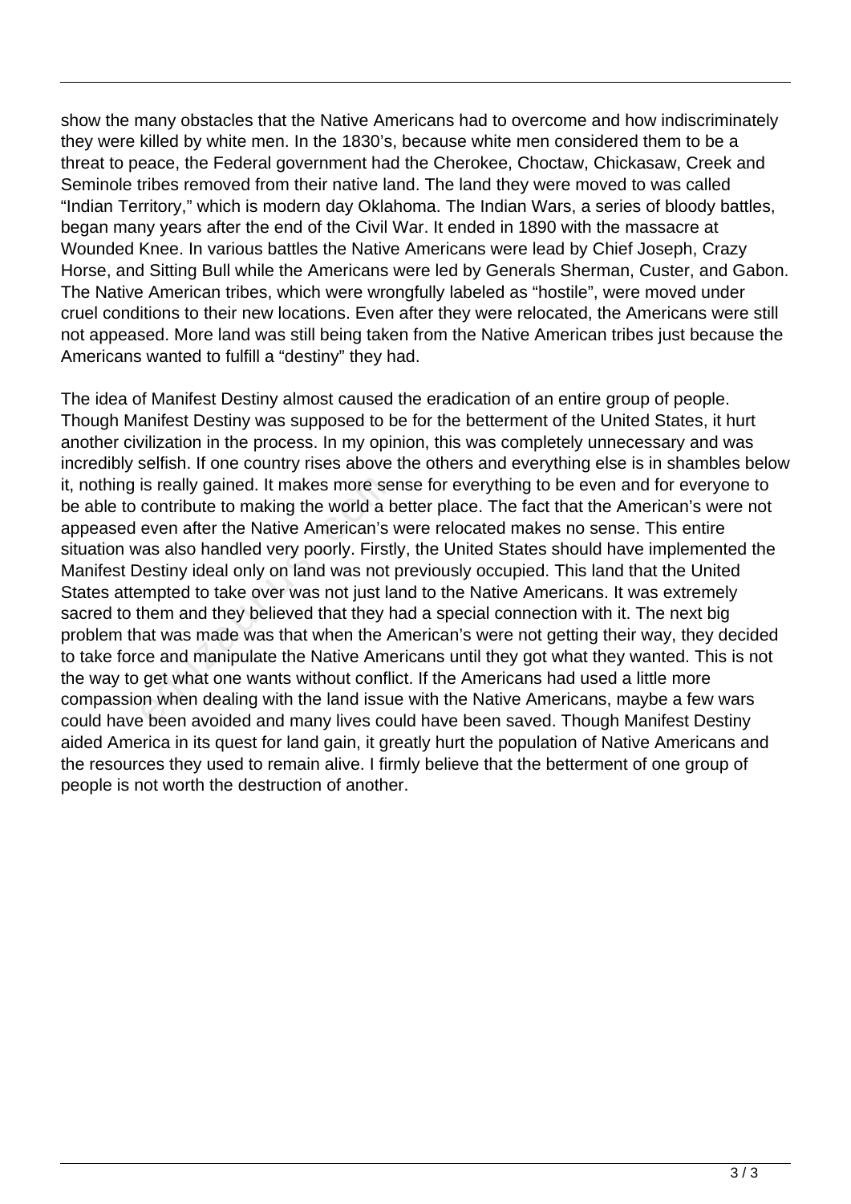show the many obstacles that the Native Americans had to overcome and how indiscriminately they were killed by white men. In the 1830's, because white men considered them to be a threat to peace, the Federal government had the Cherokee, Choctaw, Chickasaw, Creek and Seminole tribes removed from their native land. The land they were moved to was called "Indian Territory," which is modern day Oklahoma. The Indian Wars, a series of bloody battles, began many years after the end of the Civil War. It ended in 1890 with the massacre at Wounded Knee. In various battles the Native Americans were lead by Chief Joseph, Crazy Horse, and Sitting Bull while the Americans were led by Generals Sherman, Custer, and Gabon. The Native American tribes, which were wrongfully labeled as "hostile", were moved under cruel conditions to their new locations. Even after they were relocated, the Americans were still not appeased. More land was still being taken from the Native American tribes just because the Americans wanted to fulfill a "destiny" they had.

The idea of Manifest Destiny almost caused the eradication of an entire group of people. Though Manifest Destiny was supposed to be for the betterment of the United States, it hurt another civilization in the process. In my opinion, this was completely unnecessary and was incredibly selfish. If one country rises above the others and everything else is in shambles below it, nothing is really gained. It makes more sense for everything to be even and for everyone to be able to contribute to making the world a better place. The fact that the American's were not appeased even after the Native American's were relocated makes no sense. This entire situation was also handled very poorly. Firstly, the United States should have implemented the Manifest Destiny ideal only on land was not previously occupied. This land that the United States attempted to take over was not just land to the Native Americans. It was extremely sacred to them and they believed that they had a special connection with it. The next big problem that was made was that when the American's were not getting their way, they decided to take force and manipulate the Native Americans until they got what they wanted. This is not the way to get what one wants without conflict. If the Americans had used a little more compassion when dealing with the land issue with the Native Americans, maybe a few wars could have been avoided and many lives could have been saved. Though Manifest Destiny aided America in its quest for land gain, it greatly hurt the population of Native Americans and the resources they used to remain alive. I firmly believe that the betterment of one group of people is not worth the destruction of another.